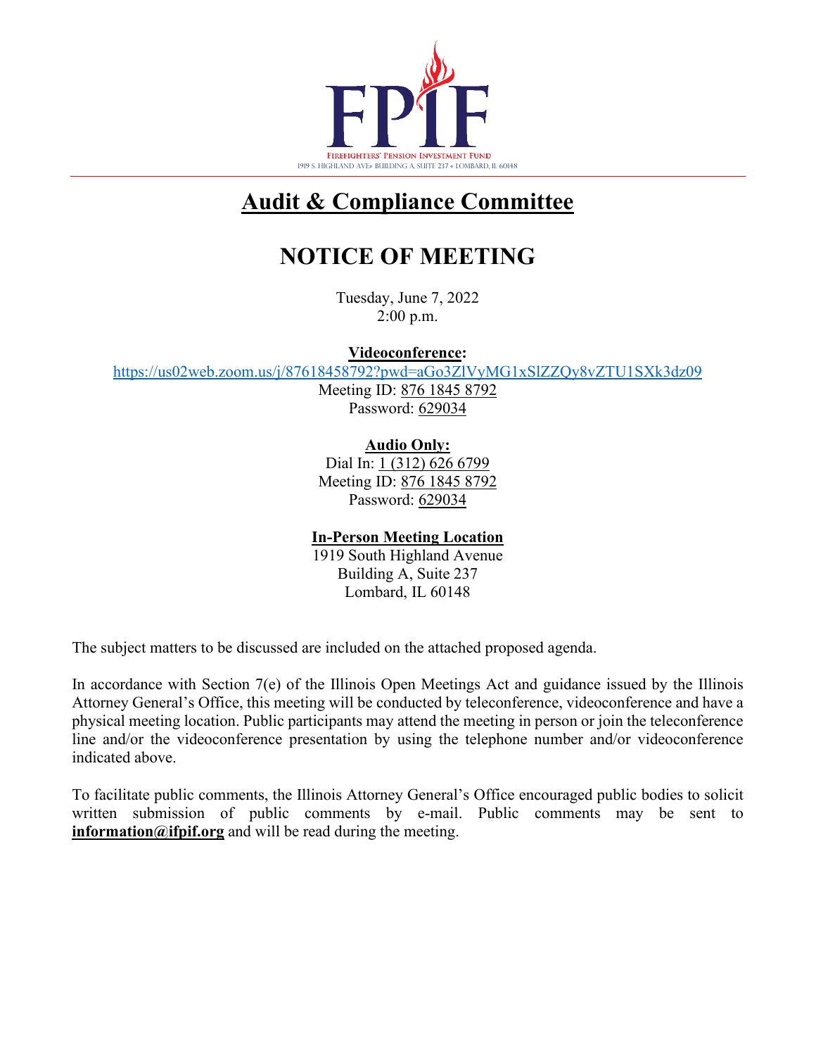FPIF

FIREFIGHTERS' PENSION INVESTMENT FUND
1919 S. HIGHLAND AVE• BUILDING A, SUITE 237 • LOMBARD, IL 60148

# Audit & Compliance Committee

# NOTICE OF MEETING

Tuesday, June 7, 2022
2:00 p.m.

**Videoconference:**
https://us02web.zoom.us/j/87618458792?pwd=aGo3ZlVyMG1xSlZZQy8vZTU1SXk3dz09
Meeting ID: 876 1845 8792
Password: 629034

**Audio Only:**
Dial In: 1 (312) 626 6799
Meeting ID: 876 1845 8792
Password: 629034

**In-Person Meeting Location**
1919 South Highland Avenue
Building A, Suite 237
Lombard, IL 60148

The subject matters to be discussed are included on the attached proposed agenda.

In accordance with Section 7(e) of the Illinois Open Meetings Act and guidance issued by the Illinois Attorney General's Office, this meeting will be conducted by teleconference, videoconference and have a physical meeting location. Public participants may attend the meeting in person or join the teleconference line and/or the videoconference presentation by using the telephone number and/or videoconference indicated above.

To facilitate public comments, the Illinois Attorney General's Office encouraged public bodies to solicit written submission of public comments by e-mail. Public comments may be sent to **information@ifpif.org** and will be read during the meeting.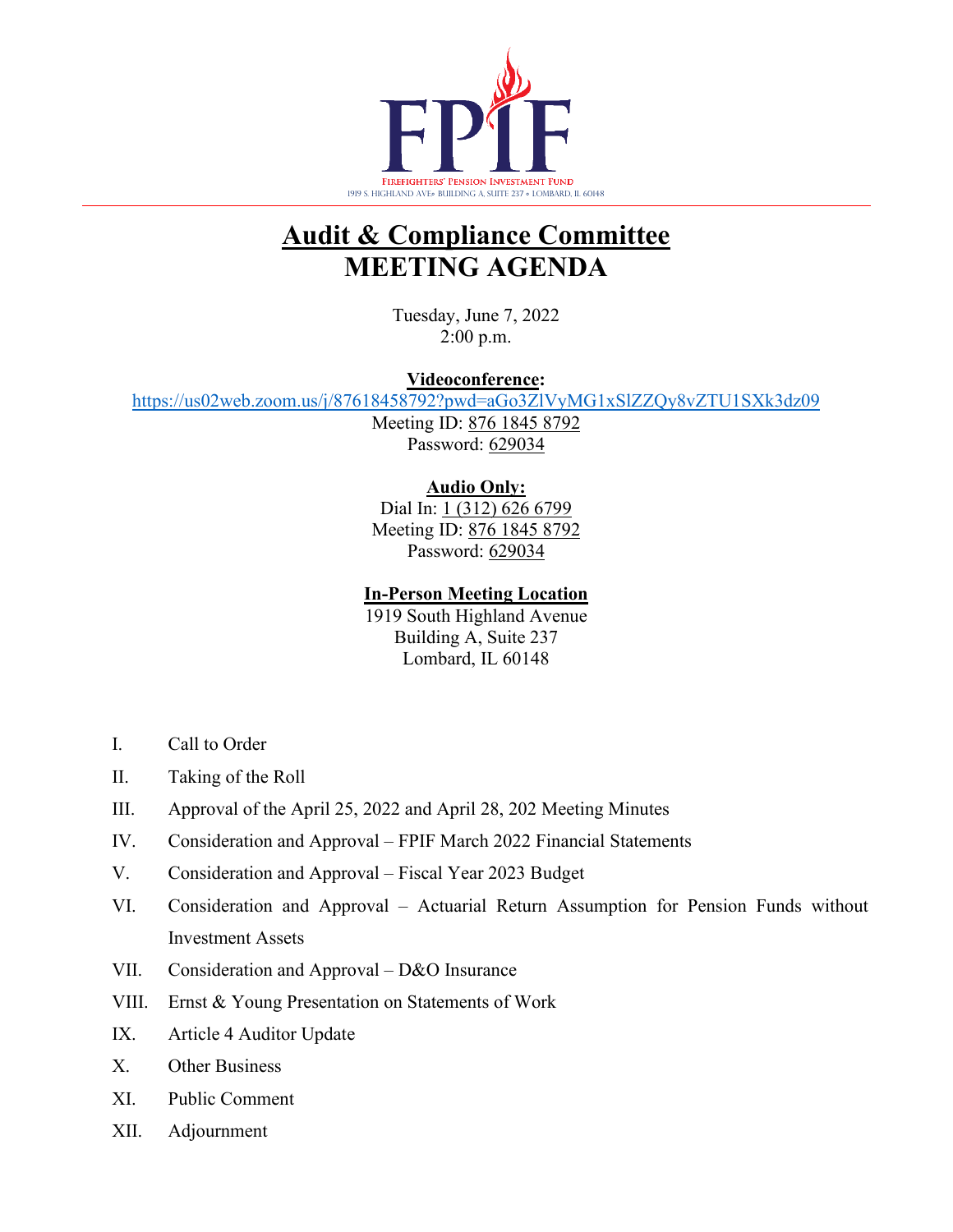FPIF

FIREFIGHTERS' PENSION INVESTMENT FUND

1919 S. HIGHLAND AVE• BUILDING A, SUITE 237 • LOMBARD, IL 60148

# Audit & Compliance Committee
# MEETING AGENDA

Tuesday, June 7, 2022
2:00 p.m.

**Videoconference:**
https://us02web.zoom.us/j/87618458792?pwd=aGo3ZlVyMG1xSlZZQy8vZTU1SXk3dz09
Meeting ID: 876 1845 8792
Password: 629034

**Audio Only:**
Dial In: 1 (312) 626 6799
Meeting ID: 876 1845 8792
Password: 629034

**In-Person Meeting Location**
1919 South Highland Avenue
Building A, Suite 237
Lombard, IL 60148

I. Call to Order

II. Taking of the Roll

III. Approval of the April 25, 2022 and April 28, 202 Meeting Minutes

IV. Consideration and Approval – FPIF March 2022 Financial Statements

V. Consideration and Approval – Fiscal Year 2023 Budget

VI. Consideration and Approval – Actuarial Return Assumption for Pension Funds without Investment Assets

VII. Consideration and Approval – D&O Insurance

VIII. Ernst & Young Presentation on Statements of Work

IX. Article 4 Auditor Update

X. Other Business

XI. Public Comment

XII. Adjournment